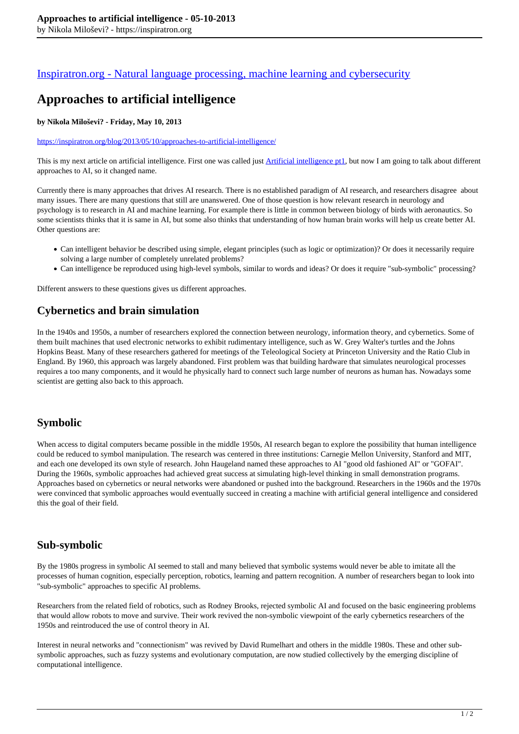[Inspiratron.org - Natural language processing, machine learning and cybersecurity](https://inspiratron.org)

# Approaches to artificial intelligence

**by Nikola Miloševi? - Friday, May 10, 2013**

https://inspiratron.org/blog/2013/05/10/approaches-to-artificial-intelligence/

This is my next article on artificial intelligence. First one was called just [Artificial intelligence pt1](), but now I am going to talk about different approaches to AI, so it changed name.

Currently there is many approaches that drives AI research. There is no established paradigm of AI research, and researchers disagree  about many issues. There are many questions that still are unanswered. One of those question is how relevant research in neurology and psychology is to research in AI and machine learning. For example there is little in common between biology of birds with aeronautics. So some scientists thinks that it is same in AI, but some also thinks that understanding of how human brain works will help us create better AI. Other questions are:

- Can intelligent behavior be described using simple, elegant principles (such as logic or optimization)? Or does it necessarily require solving a large number of completely unrelated problems?
- Can intelligence be reproduced using high-level symbols, similar to words and ideas? Or does it require "sub-symbolic" processing?

Different answers to these questions gives us different approaches.

## Cybernetics and brain simulation

In the 1940s and 1950s, a number of researchers explored the connection between neurology, information theory, and cybernetics. Some of them built machines that used electronic networks to exhibit rudimentary intelligence, such as W. Grey Walter's turtles and the Johns Hopkins Beast. Many of these researchers gathered for meetings of the Teleological Society at Princeton University and the Ratio Club in England. By 1960, this approach was largely abandoned. First problem was that building hardware that simulates neurological processes requires a too many components, and it would he physically hard to connect such large number of neurons as human has. Nowadays some scientist are getting also back to this approach.

## Symbolic

When access to digital computers became possible in the middle 1950s, AI research began to explore the possibility that human intelligence could be reduced to symbol manipulation. The research was centered in three institutions: Carnegie Mellon University, Stanford and MIT, and each one developed its own style of research. John Haugeland named these approaches to AI "good old fashioned AI" or "GOFAI". During the 1960s, symbolic approaches had achieved great success at simulating high-level thinking in small demonstration programs. Approaches based on cybernetics or neural networks were abandoned or pushed into the background. Researchers in the 1960s and the 1970s were convinced that symbolic approaches would eventually succeed in creating a machine with artificial general intelligence and considered this the goal of their field.

## Sub-symbolic

By the 1980s progress in symbolic AI seemed to stall and many believed that symbolic systems would never be able to imitate all the processes of human cognition, especially perception, robotics, learning and pattern recognition. A number of researchers began to look into "sub-symbolic" approaches to specific AI problems.

Researchers from the related field of robotics, such as Rodney Brooks, rejected symbolic AI and focused on the basic engineering problems that would allow robots to move and survive. Their work revived the non-symbolic viewpoint of the early cybernetics researchers of the 1950s and reintroduced the use of control theory in AI.

Interest in neural networks and "connectionism" was revived by David Rumelhart and others in the middle 1980s. These and other sub-symbolic approaches, such as fuzzy systems and evolutionary computation, are now studied collectively by the emerging discipline of computational intelligence.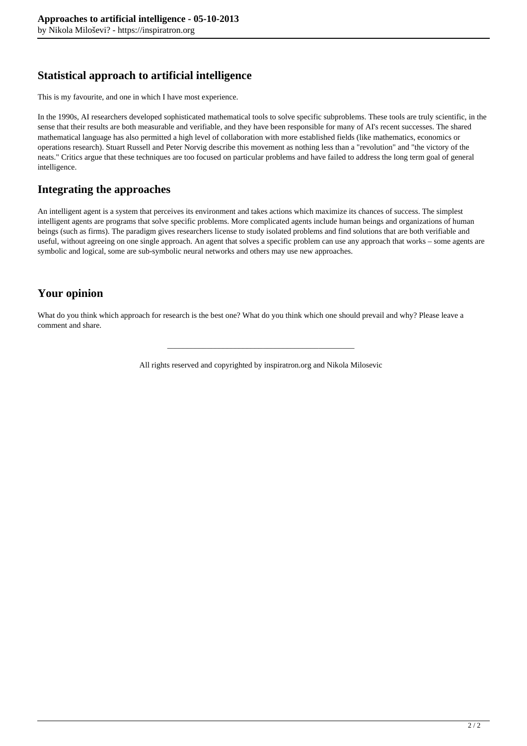## Statistical approach to artificial intelligence

This is my favourite, and one in which I have most experience.

In the 1990s, AI researchers developed sophisticated mathematical tools to solve specific subproblems. These tools are truly scientific, in the sense that their results are both measurable and verifiable, and they have been responsible for many of AI's recent successes. The shared mathematical language has also permitted a high level of collaboration with more established fields (like mathematics, economics or operations research). Stuart Russell and Peter Norvig describe this movement as nothing less than a "revolution" and "the victory of the neats." Critics argue that these techniques are too focused on particular problems and have failed to address the long term goal of general intelligence.

## Integrating the approaches

An intelligent agent is a system that perceives its environment and takes actions which maximize its chances of success. The simplest intelligent agents are programs that solve specific problems. More complicated agents include human beings and organizations of human beings (such as firms). The paradigm gives researchers license to study isolated problems and find solutions that are both verifiable and useful, without agreeing on one single approach. An agent that solves a specific problem can use any approach that works – some agents are symbolic and logical, some are sub-symbolic neural networks and others may use new approaches.

## Your opinion

What do you think which approach for research is the best one? What do you think which one should prevail and why? Please leave a comment and share.

---

All rights reserved and copyrighted by inspiratron.org and Nikola Milosevic